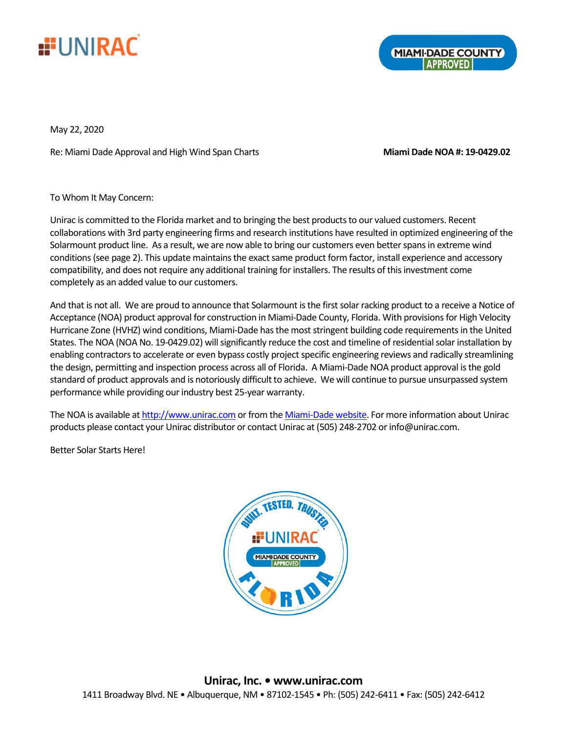May 22, 2020

Re: Miami Dade Approval and High Wind Span Charts **Miami Dade NOA #: 19-0429.02**

To Whom It May Concern:

Unirac is committed to the Florida market and to bringing the best products to our valued customers. Recent collaborations with 3rd party engineering firms and research institutions have resulted in optimized engineering of the Solarmount product line. As a result, we are now able to bring our customers even better spans in extreme wind conditions (see page 2). This update maintains the exact same product form factor, install experience and accessory compatibility, and does not require any additional training for installers. The results of this investment come completely as an added value to our customers.

And that is not all. We are proud to announce that Solarmount is the first solar racking product to a receive a Notice of Acceptance (NOA) product approval for construction in Miami-Dade County, Florida. With provisions for High Velocity Hurricane Zone (HVHZ) wind conditions, Miami-Dade has the most stringent building code requirements in the United States. The NOA (NOA No. 19-0429.02) will significantly reduce the cost and timeline of residential solar installation by enabling contractors to accelerate or even bypass costly project specific engineering reviews and radically streamlining the design, permitting and inspection process across all of Florida. A Miami-Dade NOA product approval is the gold standard of product approvals and is notoriously difficult to achieve. We will continue to pursue unsurpassed system performance while providing our industry best 25-year warranty.

The NOA is available at http://www.unirac.com or from the Miami-Dade website. For more information about Unirac products please contact your Unirac distributor or contact Unirac at (505) 248-2702 or info@unirac.com.

Better Solar Starts Here!

**Unirac, Inc. • www.unirac.com**

1411 Broadway Blvd. NE • Albuquerque, NM • 87102-1545 • Ph: (505) 242-6411 • Fax: (505) 242-6412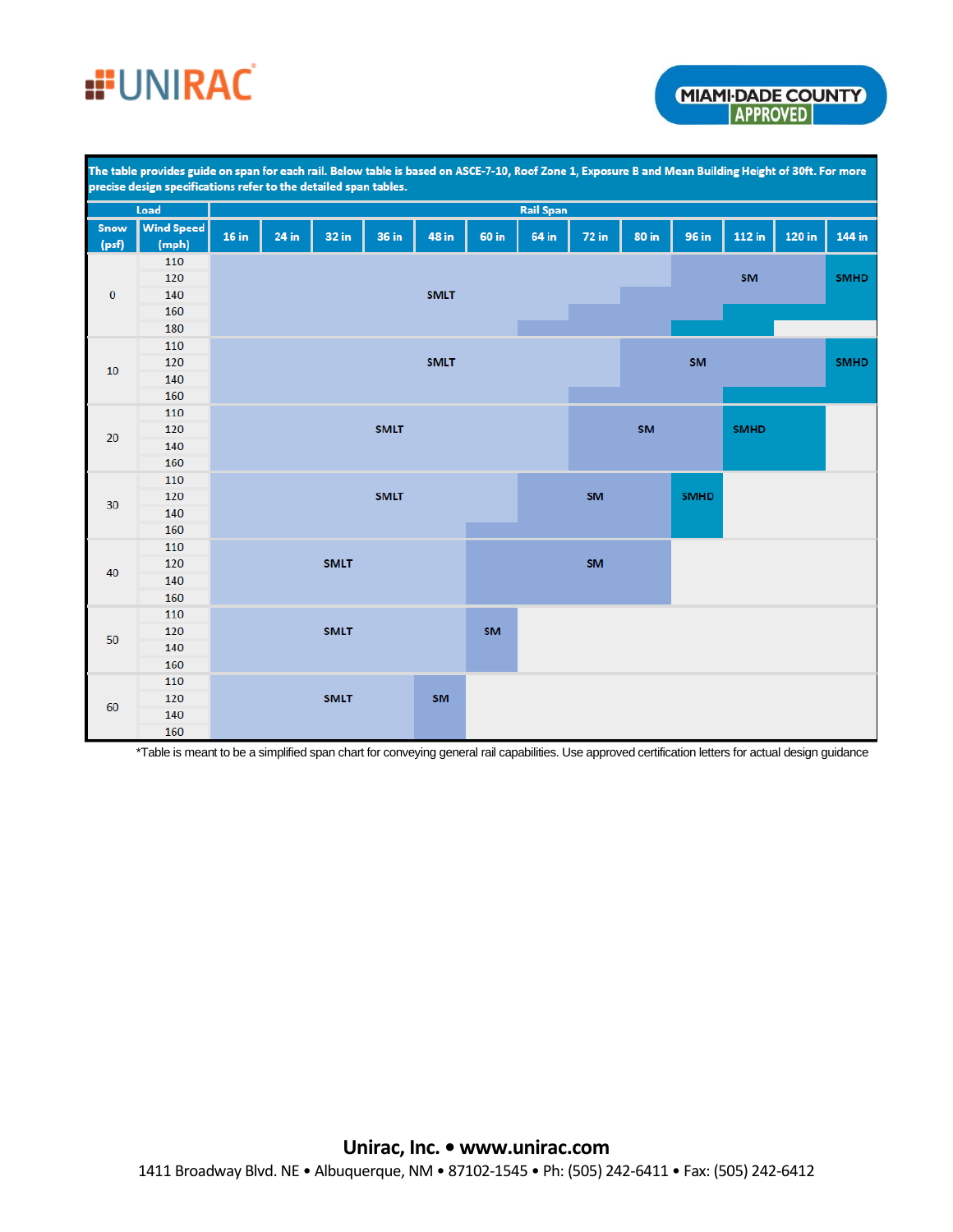The table provides guide on span for each rail. Below table is based on ASCE-7-10, Roof Zone 1, Exposure B and Mean Building Height of 30ft. For more precise design specifications refer to the detailed span tables.

| Load | | Rail Span | | | | | | | | | | | | |
|---|---|---|---|---|---|---|---|---|---|---|---|---|---|---|
| Snow (psf) | Wind Speed (mph) | 16 in | 24 in | 32 in | 36 in | 48 in | 60 in | 64 in | 72 in | 80 in | 96 in | 112 in | 120 in | 144 in |
| 0 | 110 | SMLT | SMLT | SMLT | SMLT | SMLT | SMLT | SMLT | SMLT | SMLT | SM | SM | SM | SMHD |
| | 120 | SMLT | SMLT | SMLT | SMLT | SMLT | SMLT | SMLT | SMLT | SMLT | SM | SM | SM | SMHD |
| | 140 | SMLT | SMLT | SMLT | SMLT | SMLT | SMLT | SMLT | SMLT | SM | SM | SM | SM | SMHD |
| | 160 | SMLT | SMLT | SMLT | SMLT | SMLT | SMLT | SMLT | SM | SM | SM | SMHD | SMHD | SMHD |
| | 180 | SMLT | SMLT | SMLT | SMLT | SMLT | SMLT | SM | SM | SM | SMHD | SMHD | | |
| 10 | 110 | SMLT | SMLT | SMLT | SMLT | SMLT | SMLT | SMLT | SMLT | SM | SM | SM | SM | SMHD |
| | 120 | SMLT | SMLT | SMLT | SMLT | SMLT | SMLT | SMLT | SMLT | SM | SM | SM | SM | SMHD |
| | 140 | SMLT | SMLT | SMLT | SMLT | SMLT | SMLT | SMLT | SMLT | SM | SM | SM | SM | SMHD |
| | 160 | SMLT | SMLT | SMLT | SMLT | SMLT | SMLT | SMLT | SM | SM | SM | SMHD | SMHD | SMHD |
| 20 | 110 | SMLT | SMLT | SMLT | SMLT | SMLT | SMLT | SMLT | SM | SM | SM | SMHD | SMHD | |
| | 120 | SMLT | SMLT | SMLT | SMLT | SMLT | SMLT | SMLT | SM | SM | SM | SMHD | SMHD | |
| | 140 | SMLT | SMLT | SMLT | SMLT | SMLT | SMLT | SMLT | SM | SM | SM | SMHD | SMHD | |
| | 160 | SMLT | SMLT | SMLT | SMLT | SMLT | SMLT | SMLT | SM | SM | SM | SMHD | SMHD | |
| 30 | 110 | SMLT | SMLT | SMLT | SMLT | SMLT | SMLT | SM | SM | SM | SMHD | | | |
| | 120 | SMLT | SMLT | SMLT | SMLT | SMLT | SMLT | SM | SM | SM | SMHD | | | |
| | 140 | SMLT | SMLT | SMLT | SMLT | SMLT | SMLT | SM | SM | SM | SMHD | | | |
| | 160 | SMLT | SMLT | SMLT | SMLT | SMLT | SM | SM | SM | SM | SMHD | | | |
| 40 | 110 | SMLT | SMLT | SMLT | SMLT | SMLT | SM | SM | SM | SM | | | | |
| | 120 | SMLT | SMLT | SMLT | SMLT | SMLT | SM | SM | SM | SM | | | | |
| | 140 | SMLT | SMLT | SMLT | SMLT | SMLT | SM | SM | SM | SM | | | | |
| | 160 | SMLT | SMLT | SMLT | SMLT | SMLT | SM | SM | SM | SM | | | | |
| 50 | 110 | SMLT | SMLT | SMLT | SMLT | SMLT | SM | | | | | | | |
| | 120 | SMLT | SMLT | SMLT | SMLT | SMLT | SM | | | | | | | |
| | 140 | SMLT | SMLT | SMLT | SMLT | SMLT | SM | | | | | | | |
| | 160 | SMLT | SMLT | SMLT | SMLT | SMLT | SM | | | | | | | |
| 60 | 110 | SMLT | SMLT | SMLT | SMLT | SM | | | | | | | | |
| | 120 | SMLT | SMLT | SMLT | SMLT | SM | | | | | | | | |
| | 140 | SMLT | SMLT | SMLT | SMLT | SM | | | | | | | | |
| | 160 | SMLT | SMLT | SMLT | SMLT | SM | | | | | | | | |

*Table is meant to be a simplified span chart for conveying general rail capabilities. Use approved certification letters for actual design guidance

**Unirac, Inc. • www.unirac.com**

1411 Broadway Blvd. NE • Albuquerque, NM • 87102-1545 • Ph: (505) 242-6411 • Fax: (505) 242-6412